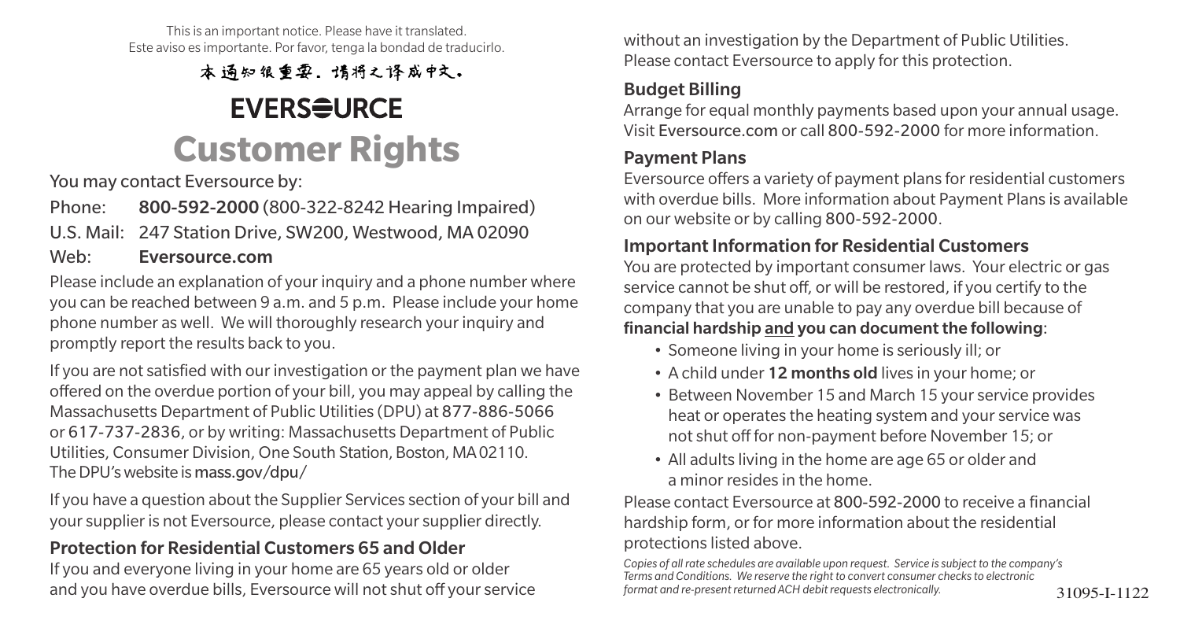This is an important notice. Please have it translated.
Este aviso es importante. Por favor, tenga la bondad de traducirlo.

本通知很重要。请将之译成中文。

**EVERSOURCE**

# Customer Rights

You may contact Eversource by:

Phone: **800-592-2000** (800-322-8242 Hearing Impaired)
U.S. Mail: 247 Station Drive, SW200, Westwood, MA 02090
Web: **Eversource.com**

Please include an explanation of your inquiry and a phone number where you can be reached between 9 a.m. and 5 p.m. Please include your home phone number as well. We will thoroughly research your inquiry and promptly report the results back to you.

If you are not satisfied with our investigation or the payment plan we have offered on the overdue portion of your bill, you may appeal by calling the Massachusetts Department of Public Utilities (DPU) at 877-886-5066 or 617-737-2836, or by writing: Massachusetts Department of Public Utilities, Consumer Division, One South Station, Boston, MA 02110. The DPU's website is mass.gov/dpu/

If you have a question about the Supplier Services section of your bill and your supplier is not Eversource, please contact your supplier directly.

## Protection for Residential Customers 65 and Older

If you and everyone living in your home are 65 years old or older and you have overdue bills, Eversource will not shut off your service without an investigation by the Department of Public Utilities. Please contact Eversource to apply for this protection.

## Budget Billing

Arrange for equal monthly payments based upon your annual usage. Visit Eversource.com or call 800-592-2000 for more information.

## Payment Plans

Eversource offers a variety of payment plans for residential customers with overdue bills. More information about Payment Plans is available on our website or by calling 800-592-2000.

## Important Information for Residential Customers

You are protected by important consumer laws. Your electric or gas service cannot be shut off, or will be restored, if you certify to the company that you are unable to pay any overdue bill because of **financial hardship and you can document the following**:

- Someone living in your home is seriously ill; or
- A child under **12 months old** lives in your home; or
- Between November 15 and March 15 your service provides heat or operates the heating system and your service was not shut off for non-payment before November 15; or
- All adults living in the home are age 65 or older and a minor resides in the home.

Please contact Eversource at 800-592-2000 to receive a financial hardship form, or for more information about the residential protections listed above.

*Copies of all rate schedules are available upon request. Service is subject to the company's Terms and Conditions. We reserve the right to convert consumer checks to electronic format and re-present returned ACH debit requests electronically.*

31095-I-1122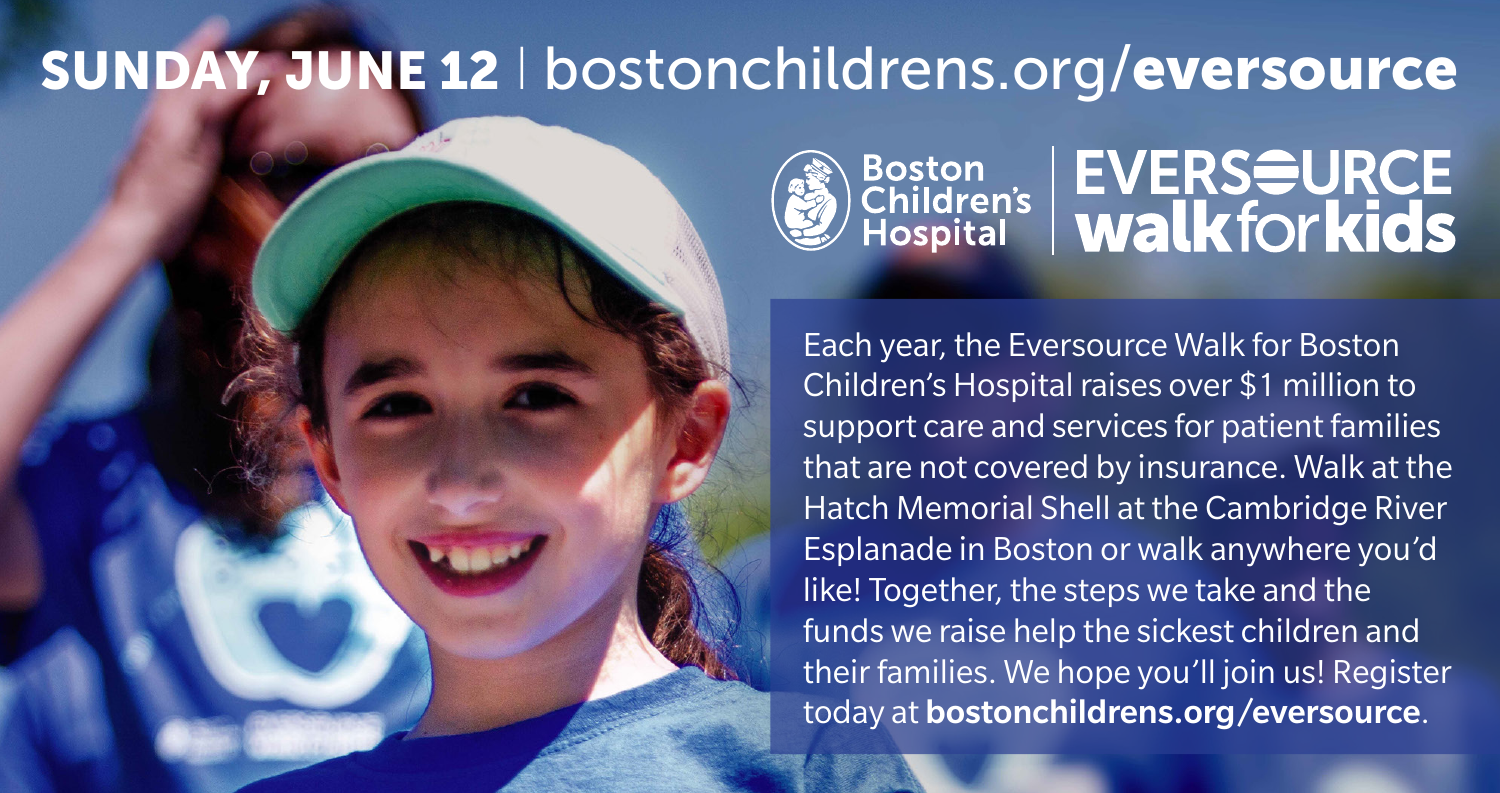**SUNDAY, JUNE 12** | bostonchildrens.org/**eversource**

Boston Children's Hospital | EVERSOURCE **walk**for**kids**

Each year, the Eversource Walk for Boston Children's Hospital raises over $1 million to support care and services for patient families that are not covered by insurance. Walk at the Hatch Memorial Shell at the Cambridge River Esplanade in Boston or walk anywhere you'd like! Together, the steps we take and the funds we raise help the sickest children and their families. We hope you'll join us! Register today at **bostonchildrens.org/eversource**.